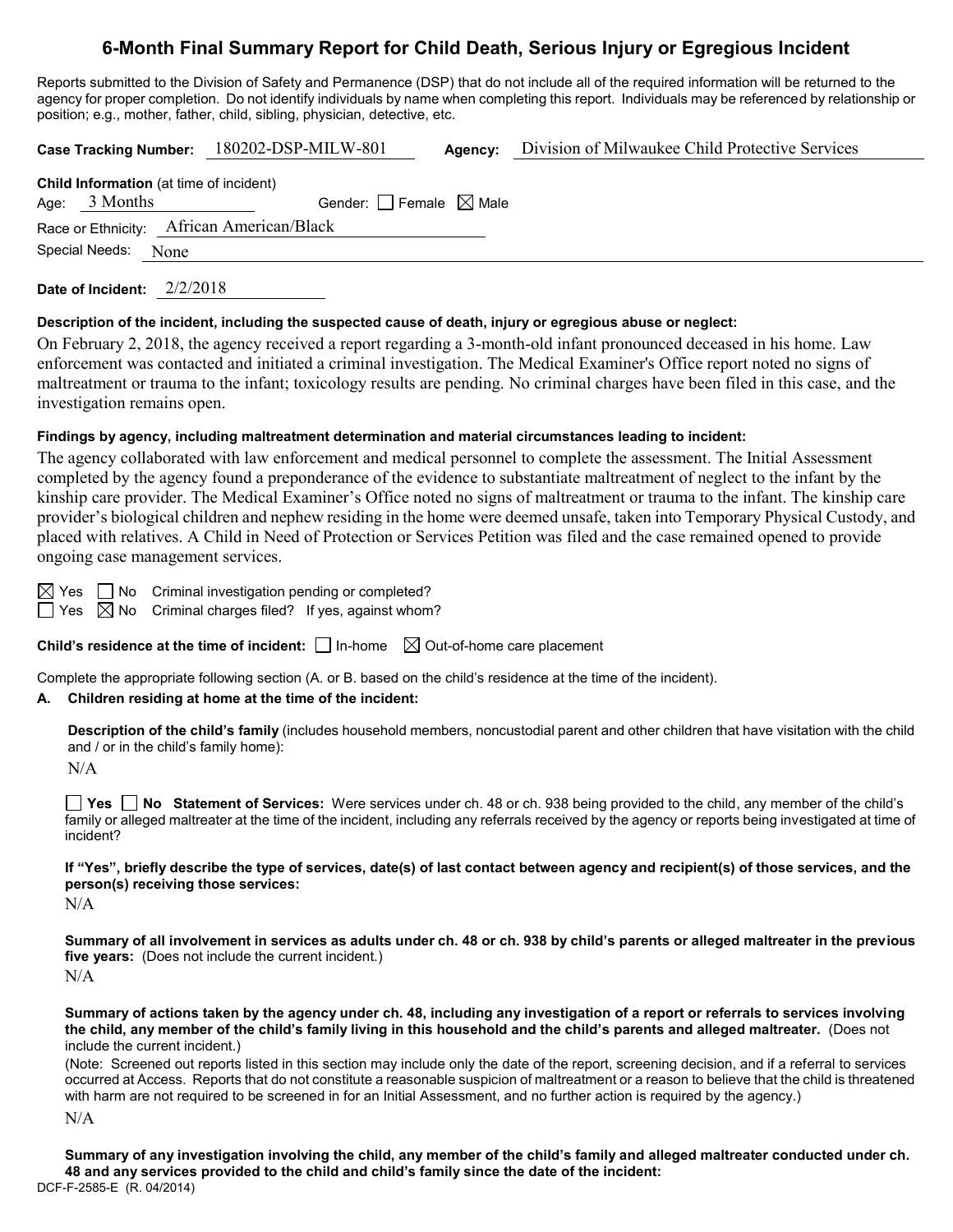# 6-Month Final Summary Report for Child Death, Serious Injury or Egregious Incident

Reports submitted to the Division of Safety and Permanence (DSP) that do not include all of the required information will be returned to the agency for proper completion. Do not identify individuals by name when completing this report. Individuals may be referenced by relationship or position; e.g., mother, father, child, sibling, physician, detective, etc.

**Case Tracking Number:** 180202-DSP-MILW-801 **Agency:** Division of Milwaukee Child Protective Services

**Child Information** (at time of incident)

Age: 3 Months Gender: ☐ Female ☒ Male

Race or Ethnicity: African American/Black

Special Needs: None

**Date of Incident:** 2/2/2018

**Description of the incident, including the suspected cause of death, injury or egregious abuse or neglect:**

On February 2, 2018, the agency received a report regarding a 3-month-old infant pronounced deceased in his home. Law enforcement was contacted and initiated a criminal investigation. The Medical Examiner's Office report noted no signs of maltreatment or trauma to the infant; toxicology results are pending. No criminal charges have been filed in this case, and the investigation remains open.

**Findings by agency, including maltreatment determination and material circumstances leading to incident:**

The agency collaborated with law enforcement and medical personnel to complete the assessment. The Initial Assessment completed by the agency found a preponderance of the evidence to substantiate maltreatment of neglect to the infant by the kinship care provider. The Medical Examiner's Office noted no signs of maltreatment or trauma to the infant. The kinship care provider's biological children and nephew residing in the home were deemed unsafe, taken into Temporary Physical Custody, and placed with relatives. A Child in Need of Protection or Services Petition was filed and the case remained opened to provide ongoing case management services.

☒ Yes ☐ No Criminal investigation pending or completed?

☐ Yes ☒ No Criminal charges filed? If yes, against whom?

**Child's residence at the time of incident:** ☐ In-home ☒ Out-of-home care placement

Complete the appropriate following section (A. or B. based on the child's residence at the time of the incident).

**A. Children residing at home at the time of the incident:**

**Description of the child's family** (includes household members, noncustodial parent and other children that have visitation with the child and / or in the child's family home):

N/A

☐ **Yes** ☐ **No Statement of Services:** Were services under ch. 48 or ch. 938 being provided to the child, any member of the child's family or alleged maltreater at the time of the incident, including any referrals received by the agency or reports being investigated at time of incident?

**If "Yes", briefly describe the type of services, date(s) of last contact between agency and recipient(s) of those services, and the person(s) receiving those services:**

N/A

**Summary of all involvement in services as adults under ch. 48 or ch. 938 by child's parents or alleged maltreater in the previous five years:** (Does not include the current incident.)

N/A

**Summary of actions taken by the agency under ch. 48, including any investigation of a report or referrals to services involving the child, any member of the child's family living in this household and the child's parents and alleged maltreater.** (Does not include the current incident.)

(Note: Screened out reports listed in this section may include only the date of the report, screening decision, and if a referral to services occurred at Access. Reports that do not constitute a reasonable suspicion of maltreatment or a reason to believe that the child is threatened with harm are not required to be screened in for an Initial Assessment, and no further action is required by the agency.)

N/A

**Summary of any investigation involving the child, any member of the child's family and alleged maltreater conducted under ch. 48 and any services provided to the child and child's family since the date of the incident:**

DCF-F-2585-E (R. 04/2014)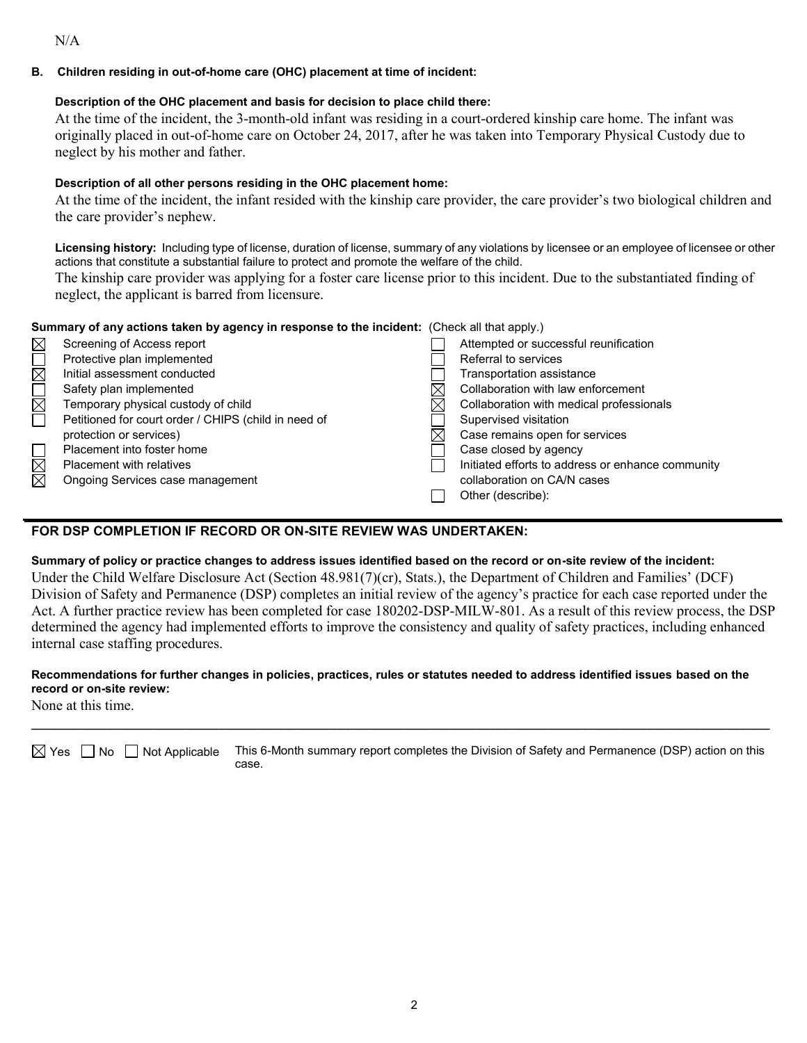N/A

**B. Children residing in out-of-home care (OHC) placement at time of incident:**

**Description of the OHC placement and basis for decision to place child there:**

At the time of the incident, the 3-month-old infant was residing in a court-ordered kinship care home. The infant was originally placed in out-of-home care on October 24, 2017, after he was taken into Temporary Physical Custody due to neglect by his mother and father.

**Description of all other persons residing in the OHC placement home:**

At the time of the incident, the infant resided with the kinship care provider, the care provider's two biological children and the care provider's nephew.

**Licensing history:** Including type of license, duration of license, summary of any violations by licensee or an employee of licensee or other actions that constitute a substantial failure to protect and promote the welfare of the child.

The kinship care provider was applying for a foster care license prior to this incident. Due to the substantiated finding of neglect, the applicant is barred from licensure.

**Summary of any actions taken by agency in response to the incident:** (Check all that apply.)

- ☒ Screening of Access report
- ☐ Protective plan implemented
- ☒ Initial assessment conducted
- ☐ Safety plan implemented
- ☒ Temporary physical custody of child
- ☐ Petitioned for court order / CHIPS (child in need of protection or services)
- ☐ Placement into foster home
- ☒ Placement with relatives
- ☒ Ongoing Services case management
- ☐ Attempted or successful reunification
- ☐ Referral to services
- ☐ Transportation assistance
- ☒ Collaboration with law enforcement
- ☒ Collaboration with medical professionals
- ☐ Supervised visitation
- ☒ Case remains open for services
- ☐ Case closed by agency
- ☐ Initiated efforts to address or enhance community collaboration on CA/N cases
- ☐ Other (describe):

## FOR DSP COMPLETION IF RECORD OR ON-SITE REVIEW WAS UNDERTAKEN:

**Summary of policy or practice changes to address issues identified based on the record or on-site review of the incident:**

Under the Child Welfare Disclosure Act (Section 48.981(7)(cr), Stats.), the Department of Children and Families' (DCF) Division of Safety and Permanence (DSP) completes an initial review of the agency's practice for each case reported under the Act. A further practice review has been completed for case 180202-DSP-MILW-801. As a result of this review process, the DSP determined the agency had implemented efforts to improve the consistency and quality of safety practices, including enhanced internal case staffing procedures.

**Recommendations for further changes in policies, practices, rules or statutes needed to address identified issues based on the record or on-site review:**

None at this time.

☒ Yes ☐ No ☐ Not Applicable This 6-Month summary report completes the Division of Safety and Permanence (DSP) action on this case.